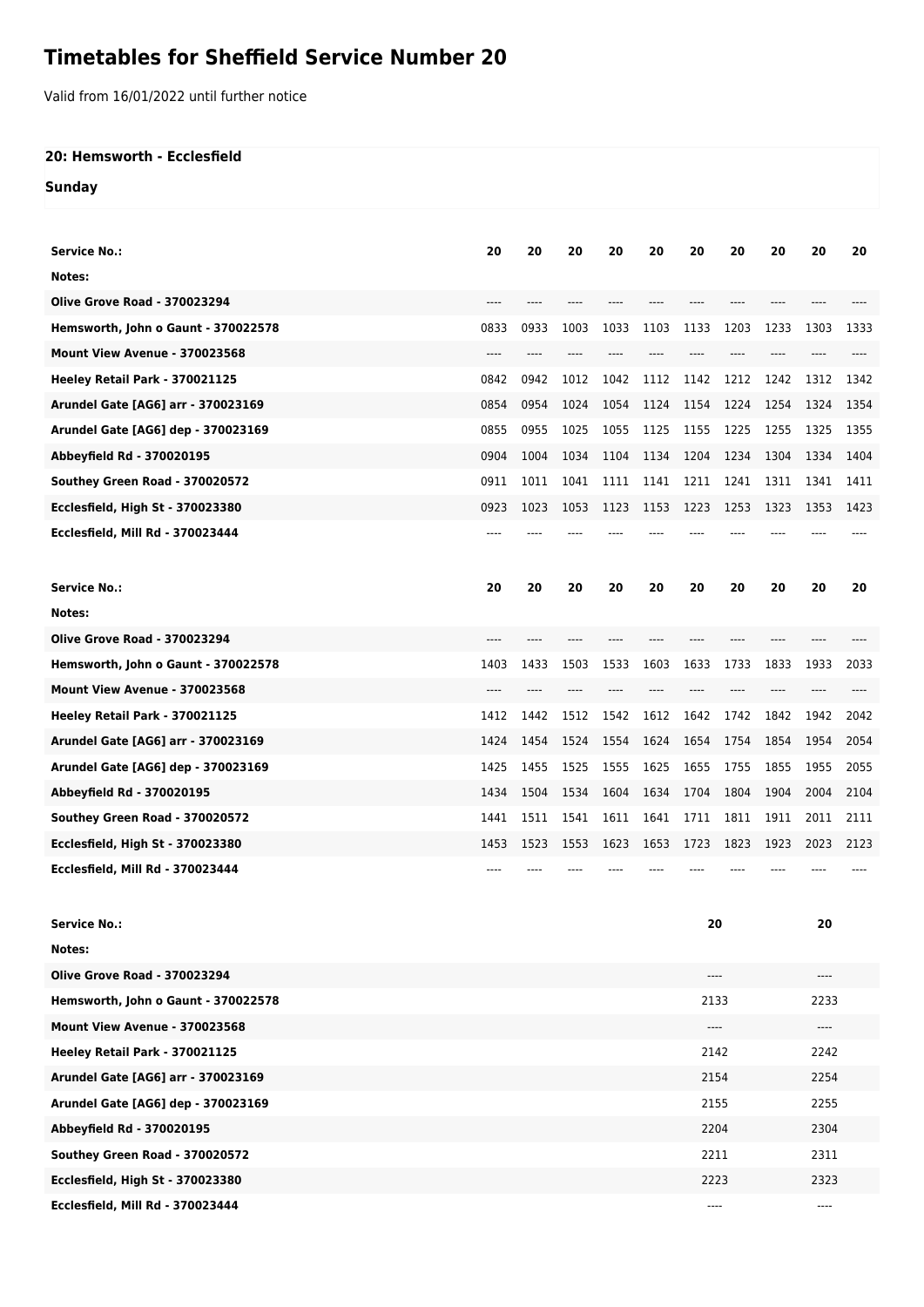# Timetables for Sheffield Service Number 20

Valid from 16/01/2022 until further notice

### 20: Hemsworth - Ecclesfield

### Sunday

| Service No.: | 20 | 20 | 20 | 20 | 20 | 20 | 20 | 20 | 20 | 20 |
|---|---|---|---|---|---|---|---|---|---|---|
| Notes: | | | | | | | | | | |
| Olive Grove Road - 370023294 | ---- | ---- | ---- | ---- | ---- | ---- | ---- | ---- | ---- | ---- |
| Hemsworth, John o Gaunt - 370022578 | 0833 | 0933 | 1003 | 1033 | 1103 | 1133 | 1203 | 1233 | 1303 | 1333 |
| Mount View Avenue - 370023568 | ---- | ---- | ---- | ---- | ---- | ---- | ---- | ---- | ---- | ---- |
| Heeley Retail Park - 370021125 | 0842 | 0942 | 1012 | 1042 | 1112 | 1142 | 1212 | 1242 | 1312 | 1342 |
| Arundel Gate [AG6] arr - 370023169 | 0854 | 0954 | 1024 | 1054 | 1124 | 1154 | 1224 | 1254 | 1324 | 1354 |
| Arundel Gate [AG6] dep - 370023169 | 0855 | 0955 | 1025 | 1055 | 1125 | 1155 | 1225 | 1255 | 1325 | 1355 |
| Abbeyfield Rd - 370020195 | 0904 | 1004 | 1034 | 1104 | 1134 | 1204 | 1234 | 1304 | 1334 | 1404 |
| Southey Green Road - 370020572 | 0911 | 1011 | 1041 | 1111 | 1141 | 1211 | 1241 | 1311 | 1341 | 1411 |
| Ecclesfield, High St - 370023380 | 0923 | 1023 | 1053 | 1123 | 1153 | 1223 | 1253 | 1323 | 1353 | 1423 |
| Ecclesfield, Mill Rd - 370023444 | ---- | ---- | ---- | ---- | ---- | ---- | ---- | ---- | ---- | ---- |

| Service No.: | 20 | 20 | 20 | 20 | 20 | 20 | 20 | 20 | 20 | 20 |
|---|---|---|---|---|---|---|---|---|---|---|
| Notes: | | | | | | | | | | |
| Olive Grove Road - 370023294 | ---- | ---- | ---- | ---- | ---- | ---- | ---- | ---- | ---- | ---- |
| Hemsworth, John o Gaunt - 370022578 | 1403 | 1433 | 1503 | 1533 | 1603 | 1633 | 1733 | 1833 | 1933 | 2033 |
| Mount View Avenue - 370023568 | ---- | ---- | ---- | ---- | ---- | ---- | ---- | ---- | ---- | ---- |
| Heeley Retail Park - 370021125 | 1412 | 1442 | 1512 | 1542 | 1612 | 1642 | 1742 | 1842 | 1942 | 2042 |
| Arundel Gate [AG6] arr - 370023169 | 1424 | 1454 | 1524 | 1554 | 1624 | 1654 | 1754 | 1854 | 1954 | 2054 |
| Arundel Gate [AG6] dep - 370023169 | 1425 | 1455 | 1525 | 1555 | 1625 | 1655 | 1755 | 1855 | 1955 | 2055 |
| Abbeyfield Rd - 370020195 | 1434 | 1504 | 1534 | 1604 | 1634 | 1704 | 1804 | 1904 | 2004 | 2104 |
| Southey Green Road - 370020572 | 1441 | 1511 | 1541 | 1611 | 1641 | 1711 | 1811 | 1911 | 2011 | 2111 |
| Ecclesfield, High St - 370023380 | 1453 | 1523 | 1553 | 1623 | 1653 | 1723 | 1823 | 1923 | 2023 | 2123 |
| Ecclesfield, Mill Rd - 370023444 | ---- | ---- | ---- | ---- | ---- | ---- | ---- | ---- | ---- | ---- |

| Service No.: | 20 | 20 |
|---|---|---|
| Notes: | | |
| Olive Grove Road - 370023294 | ---- | ---- |
| Hemsworth, John o Gaunt - 370022578 | 2133 | 2233 |
| Mount View Avenue - 370023568 | ---- | ---- |
| Heeley Retail Park - 370021125 | 2142 | 2242 |
| Arundel Gate [AG6] arr - 370023169 | 2154 | 2254 |
| Arundel Gate [AG6] dep - 370023169 | 2155 | 2255 |
| Abbeyfield Rd - 370020195 | 2204 | 2304 |
| Southey Green Road - 370020572 | 2211 | 2311 |
| Ecclesfield, High St - 370023380 | 2223 | 2323 |
| Ecclesfield, Mill Rd - 370023444 | ---- | ---- |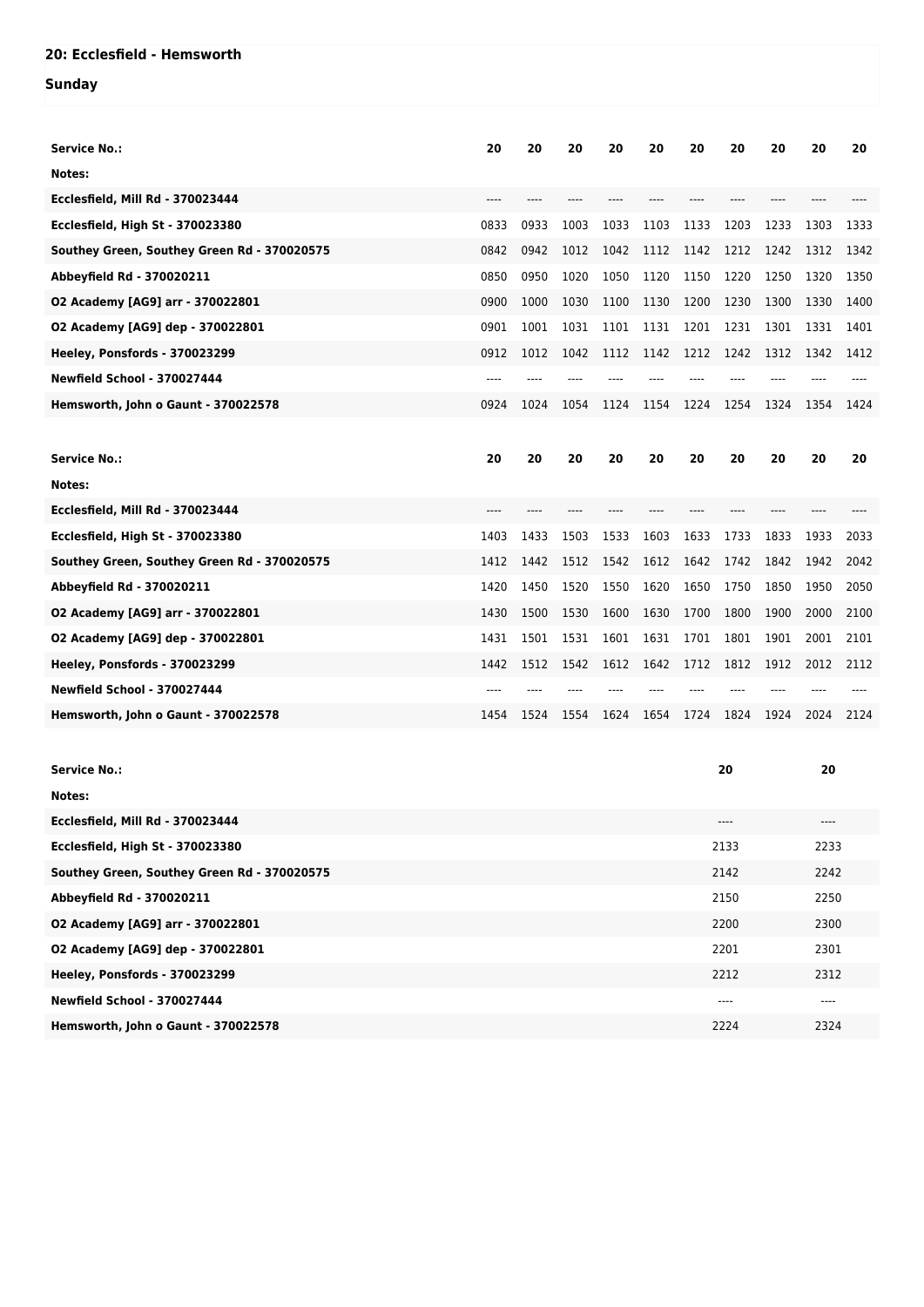## 20: Ecclesfield - Hemsworth

### Sunday

| Service No.: | 20 | 20 | 20 | 20 | 20 | 20 | 20 | 20 | 20 | 20 |
|---|---|---|---|---|---|---|---|---|---|---|
| Notes: | | | | | | | | | | |
| Ecclesfield, Mill Rd - 370023444 | ---- | ---- | ---- | ---- | ---- | ---- | ---- | ---- | ---- | ---- |
| Ecclesfield, High St - 370023380 | 0833 | 0933 | 1003 | 1033 | 1103 | 1133 | 1203 | 1233 | 1303 | 1333 |
| Southey Green, Southey Green Rd - 370020575 | 0842 | 0942 | 1012 | 1042 | 1112 | 1142 | 1212 | 1242 | 1312 | 1342 |
| Abbeyfield Rd - 370020211 | 0850 | 0950 | 1020 | 1050 | 1120 | 1150 | 1220 | 1250 | 1320 | 1350 |
| O2 Academy [AG9] arr - 370022801 | 0900 | 1000 | 1030 | 1100 | 1130 | 1200 | 1230 | 1300 | 1330 | 1400 |
| O2 Academy [AG9] dep - 370022801 | 0901 | 1001 | 1031 | 1101 | 1131 | 1201 | 1231 | 1301 | 1331 | 1401 |
| Heeley, Ponsfords - 370023299 | 0912 | 1012 | 1042 | 1112 | 1142 | 1212 | 1242 | 1312 | 1342 | 1412 |
| Newfield School - 370027444 | ---- | ---- | ---- | ---- | ---- | ---- | ---- | ---- | ---- | ---- |
| Hemsworth, John o Gaunt - 370022578 | 0924 | 1024 | 1054 | 1124 | 1154 | 1224 | 1254 | 1324 | 1354 | 1424 |

| Service No.: | 20 | 20 | 20 | 20 | 20 | 20 | 20 | 20 | 20 | 20 |
|---|---|---|---|---|---|---|---|---|---|---|
| Notes: | | | | | | | | | | |
| Ecclesfield, Mill Rd - 370023444 | ---- | ---- | ---- | ---- | ---- | ---- | ---- | ---- | ---- | ---- |
| Ecclesfield, High St - 370023380 | 1403 | 1433 | 1503 | 1533 | 1603 | 1633 | 1733 | 1833 | 1933 | 2033 |
| Southey Green, Southey Green Rd - 370020575 | 1412 | 1442 | 1512 | 1542 | 1612 | 1642 | 1742 | 1842 | 1942 | 2042 |
| Abbeyfield Rd - 370020211 | 1420 | 1450 | 1520 | 1550 | 1620 | 1650 | 1750 | 1850 | 1950 | 2050 |
| O2 Academy [AG9] arr - 370022801 | 1430 | 1500 | 1530 | 1600 | 1630 | 1700 | 1800 | 1900 | 2000 | 2100 |
| O2 Academy [AG9] dep - 370022801 | 1431 | 1501 | 1531 | 1601 | 1631 | 1701 | 1801 | 1901 | 2001 | 2101 |
| Heeley, Ponsfords - 370023299 | 1442 | 1512 | 1542 | 1612 | 1642 | 1712 | 1812 | 1912 | 2012 | 2112 |
| Newfield School - 370027444 | ---- | ---- | ---- | ---- | ---- | ---- | ---- | ---- | ---- | ---- |
| Hemsworth, John o Gaunt - 370022578 | 1454 | 1524 | 1554 | 1624 | 1654 | 1724 | 1824 | 1924 | 2024 | 2124 |

| Service No.: | 20 | 20 |
|---|---|---|
| Notes: | | |
| Ecclesfield, Mill Rd - 370023444 | ---- | ---- |
| Ecclesfield, High St - 370023380 | 2133 | 2233 |
| Southey Green, Southey Green Rd - 370020575 | 2142 | 2242 |
| Abbeyfield Rd - 370020211 | 2150 | 2250 |
| O2 Academy [AG9] arr - 370022801 | 2200 | 2300 |
| O2 Academy [AG9] dep - 370022801 | 2201 | 2301 |
| Heeley, Ponsfords - 370023299 | 2212 | 2312 |
| Newfield School - 370027444 | ---- | ---- |
| Hemsworth, John o Gaunt - 370022578 | 2224 | 2324 |